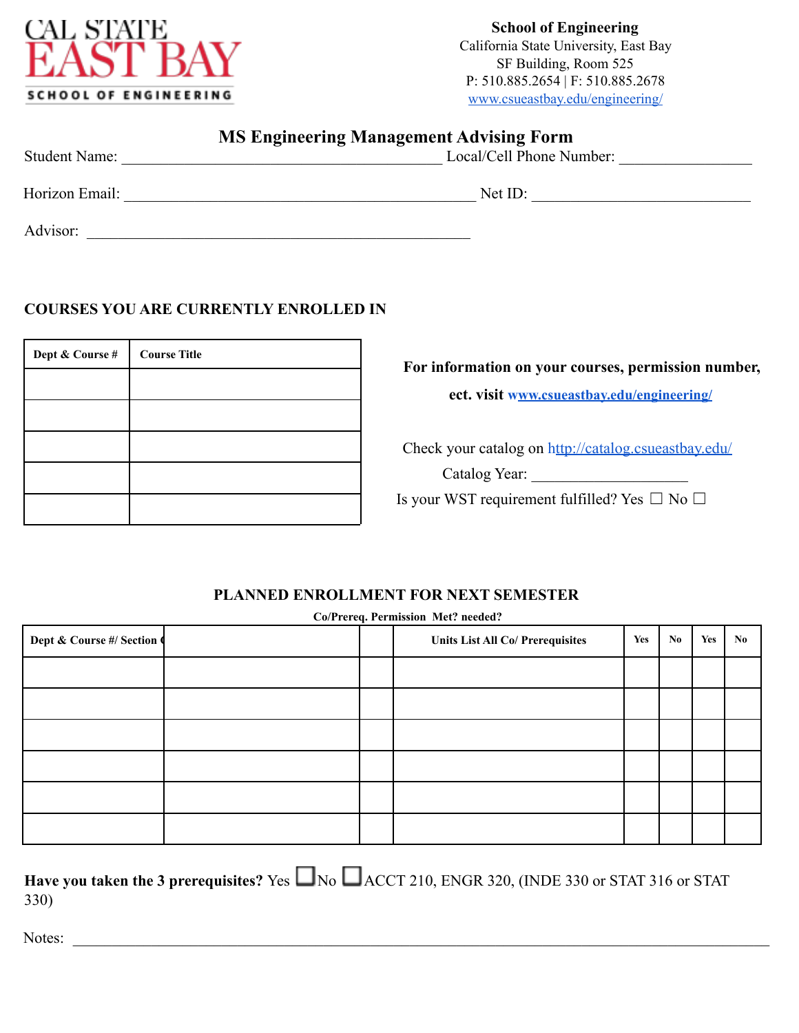**CAL STATE EAST BAY**
**SCHOOL OF ENGINEERING**

**School of Engineering**
California State University, East Bay
SF Building, Room 525
P: 510.885.2654 | F: 510.885.2678
www.csueastbay.edu/engineering/

# MS Engineering Management Advising Form

Student Name: ________________________________ Local/Cell Phone Number: ________________

Horizon Email: ________________________________ Net ID: ________________________

Advisor: ________________________________

## COURSES YOU ARE CURRENTLY ENROLLED IN

| Dept & Course # | Course Title |
|---|---|
| | |
| | |
| | |
| | |
| | |

**For information on your courses, permission number, ect. visit www.csueastbay.edu/engineering/**

Check your catalog on http://catalog.csueastbay.edu/

Catalog Year: ________________

Is your WST requirement fulfilled? Yes ☐ No ☐

## PLANNED ENROLLMENT FOR NEXT SEMESTER

**Co/Prereq. Permission Met? needed?**

| Dept & Course #/ Section ( | | | Units List All Co/ Prerequisites | Yes | No | Yes | No |
|---|---|---|---|---|---|---|---|
| | | | | | | | |
| | | | | | | | |
| | | | | | | | |
| | | | | | | | |
| | | | | | | | |
| | | | | | | | |

**Have you taken the 3 prerequisites?** Yes ☐ No ☐ ACCT 210, ENGR 320, (INDE 330 or STAT 316 or STAT 330)

Notes: ________________________________________________________________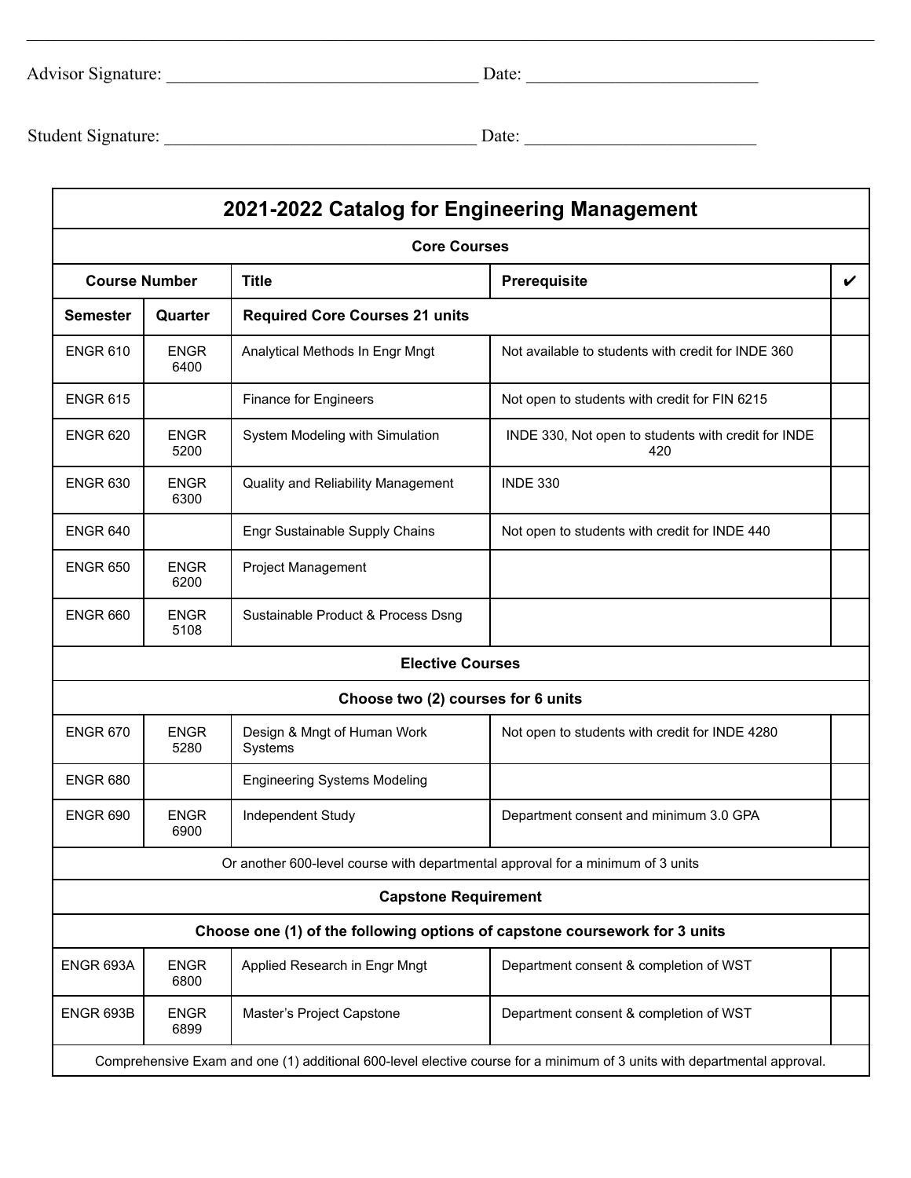---

Advisor Signature: ___________________________________ Date: __________________________

Student Signature: ___________________________________ Date: __________________________

| 2021-2022 Catalog for Engineering Management | | | | |
|---|---|---|---|---|
| **Core Courses** | | | | |
| **Course Number** | | **Title** | **Prerequisite** | ✔ |
| **Semester** | **Quarter** | **Required Core Courses 21 units** | | |
| ENGR 610 | ENGR 6400 | Analytical Methods In Engr Mngt | Not available to students with credit for INDE 360 | |
| ENGR 615 | | Finance for Engineers | Not open to students with credit for FIN 6215 | |
| ENGR 620 | ENGR 5200 | System Modeling with Simulation | INDE 330, Not open to students with credit for INDE 420 | |
| ENGR 630 | ENGR 6300 | Quality and Reliability Management | INDE 330 | |
| ENGR 640 | | Engr Sustainable Supply Chains | Not open to students with credit for INDE 440 | |
| ENGR 650 | ENGR 6200 | Project Management | | |
| ENGR 660 | ENGR 5108 | Sustainable Product & Process Dsng | | |
| **Elective Courses** | | | | |
| **Choose two (2) courses for 6 units** | | | | |
| ENGR 670 | ENGR 5280 | Design & Mngt of Human Work Systems | Not open to students with credit for INDE 4280 | |
| ENGR 680 | | Engineering Systems Modeling | | |
| ENGR 690 | ENGR 6900 | Independent Study | Department consent and minimum 3.0 GPA | |
| Or another 600-level course with departmental approval for a minimum of 3 units | | | | |
| **Capstone Requirement** | | | | |
| **Choose one (1) of the following options of capstone coursework for 3 units** | | | | |
| ENGR 693A | ENGR 6800 | Applied Research in Engr Mngt | Department consent & completion of WST | |
| ENGR 693B | ENGR 6899 | Master's Project Capstone | Department consent & completion of WST | |
| Comprehensive Exam and one (1) additional 600-level elective course for a minimum of 3 units with departmental approval. | | | | |